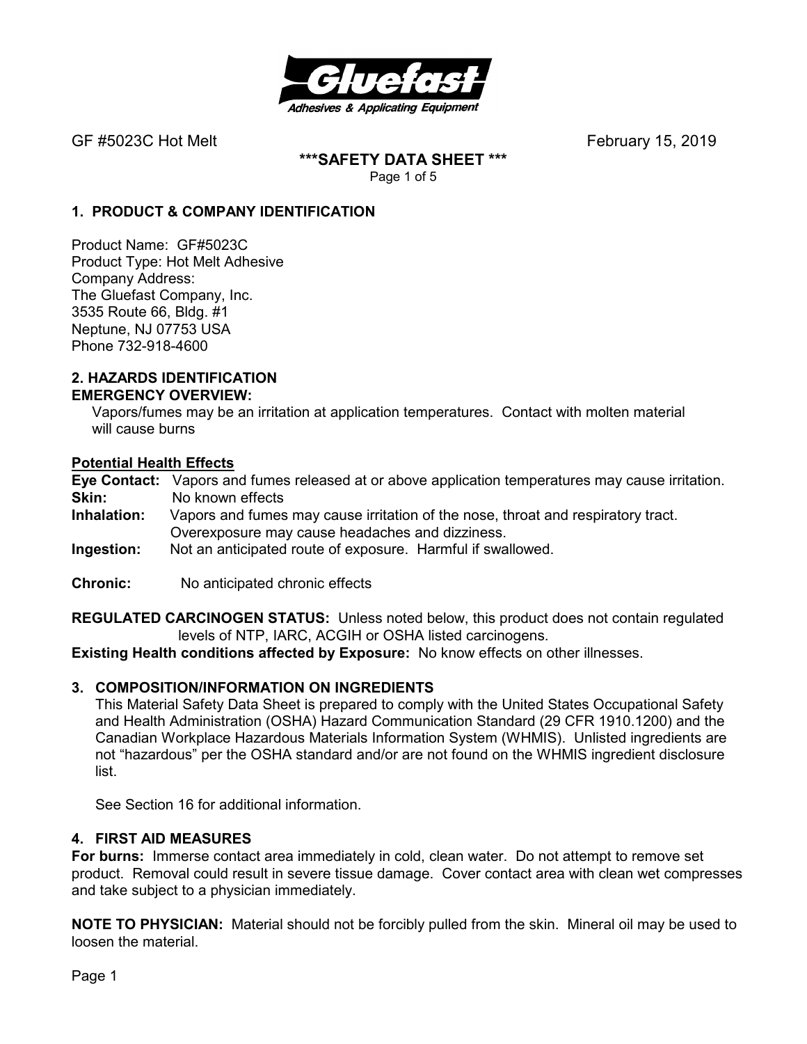GF #5023C Hot Melt February 15, 2019

**\*\*\*SAFETY DATA SHEET \*\*\***

## 1. PRODUCT & COMPANY IDENTIFICATION

Product Name: GF#5023C
Product Type: Hot Melt Adhesive
Company Address:
The Gluefast Company, Inc.
3535 Route 66, Bldg. #1
Neptune, NJ 07753 USA
Phone 732-918-4600

## 2. HAZARDS IDENTIFICATION

**EMERGENCY OVERVIEW:**

Vapors/fumes may be an irritation at application temperatures. Contact with molten material will cause burns

**Potential Health Effects**

**Eye Contact:** Vapors and fumes released at or above application temperatures may cause irritation.
**Skin:** No known effects
**Inhalation:** Vapors and fumes may cause irritation of the nose, throat and respiratory tract. Overexposure may cause headaches and dizziness.
**Ingestion:** Not an anticipated route of exposure. Harmful if swallowed.

**Chronic:** No anticipated chronic effects

**REGULATED CARCINOGEN STATUS:** Unless noted below, this product does not contain regulated levels of NTP, IARC, ACGIH or OSHA listed carcinogens.

**Existing Health conditions affected by Exposure:** No know effects on other illnesses.

## 3. COMPOSITION/INFORMATION ON INGREDIENTS

This Material Safety Data Sheet is prepared to comply with the United States Occupational Safety and Health Administration (OSHA) Hazard Communication Standard (29 CFR 1910.1200) and the Canadian Workplace Hazardous Materials Information System (WHMIS). Unlisted ingredients are not "hazardous" per the OSHA standard and/or are not found on the WHMIS ingredient disclosure list.

See Section 16 for additional information.

## 4. FIRST AID MEASURES

**For burns:** Immerse contact area immediately in cold, clean water. Do not attempt to remove set product. Removal could result in severe tissue damage. Cover contact area with clean wet compresses and take subject to a physician immediately.

**NOTE TO PHYSICIAN:** Material should not be forcibly pulled from the skin. Mineral oil may be used to loosen the material.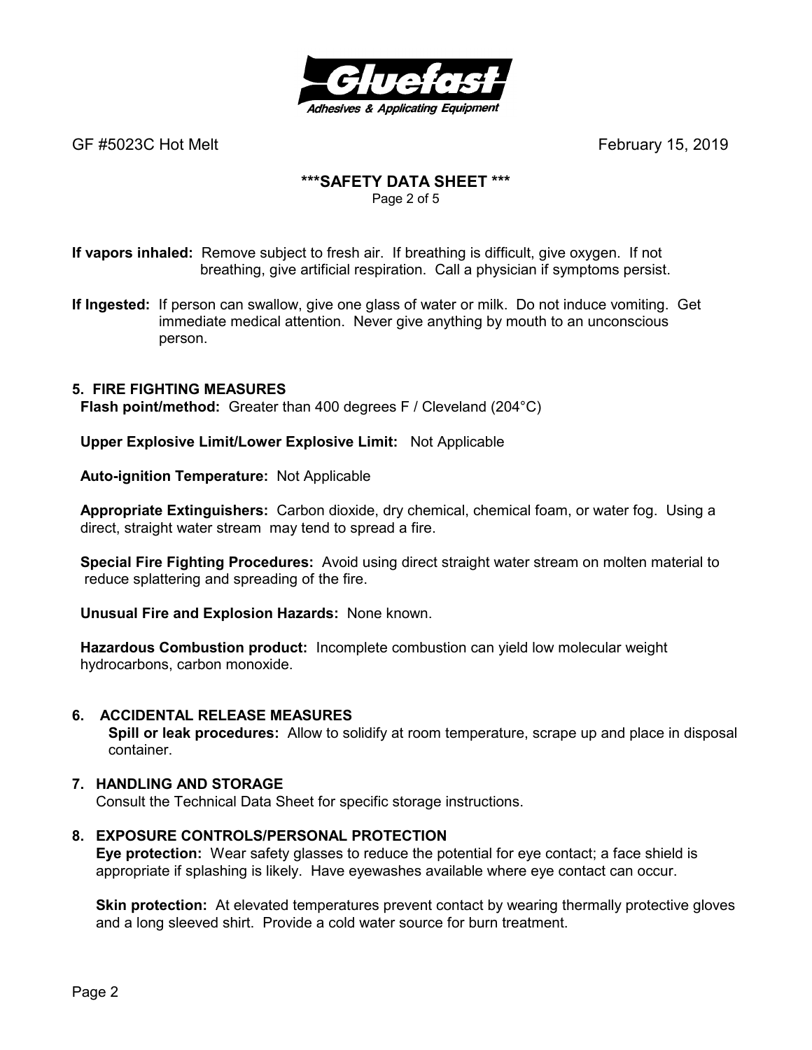**If vapors inhaled:** Remove subject to fresh air. If breathing is difficult, give oxygen. If not breathing, give artificial respiration. Call a physician if symptoms persist.

**If Ingested:** If person can swallow, give one glass of water or milk. Do not induce vomiting. Get immediate medical attention. Never give anything by mouth to an unconscious person.

## 5. FIRE FIGHTING MEASURES

**Flash point/method:** Greater than 400 degrees F / Cleveland (204°C)

**Upper Explosive Limit/Lower Explosive Limit:** Not Applicable

**Auto-ignition Temperature:** Not Applicable

**Appropriate Extinguishers:** Carbon dioxide, dry chemical, chemical foam, or water fog. Using a direct, straight water stream may tend to spread a fire.

**Special Fire Fighting Procedures:** Avoid using direct straight water stream on molten material to reduce splattering and spreading of the fire.

**Unusual Fire and Explosion Hazards:** None known.

**Hazardous Combustion product:** Incomplete combustion can yield low molecular weight hydrocarbons, carbon monoxide.

## 6. ACCIDENTAL RELEASE MEASURES

**Spill or leak procedures:** Allow to solidify at room temperature, scrape up and place in disposal container.

## 7. HANDLING AND STORAGE

Consult the Technical Data Sheet for specific storage instructions.

## 8. EXPOSURE CONTROLS/PERSONAL PROTECTION

**Eye protection:** Wear safety glasses to reduce the potential for eye contact; a face shield is appropriate if splashing is likely. Have eyewashes available where eye contact can occur.

**Skin protection:** At elevated temperatures prevent contact by wearing thermally protective gloves and a long sleeved shirt. Provide a cold water source for burn treatment.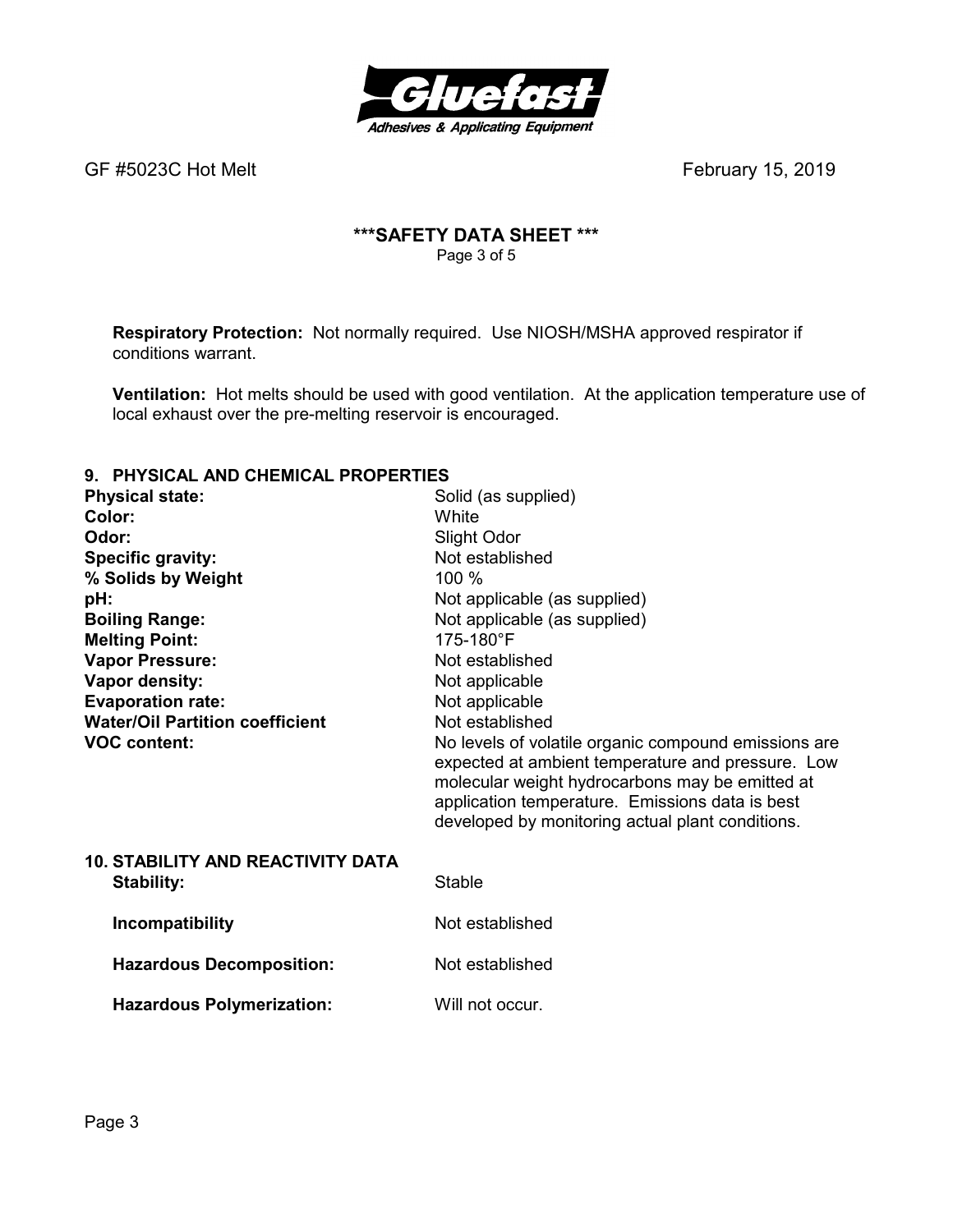**Respiratory Protection:** Not normally required. Use NIOSH/MSHA approved respirator if conditions warrant.

**Ventilation:** Hot melts should be used with good ventilation. At the application temperature use of local exhaust over the pre-melting reservoir is encouraged.

## 9. PHYSICAL AND CHEMICAL PROPERTIES

| | |
|---|---|
| **Physical state:** | Solid (as supplied) |
| **Color:** | White |
| **Odor:** | Slight Odor |
| **Specific gravity:** | Not established |
| **% Solids by Weight** | 100 % |
| **pH:** | Not applicable (as supplied) |
| **Boiling Range:** | Not applicable (as supplied) |
| **Melting Point:** | 175-180°F |
| **Vapor Pressure:** | Not established |
| **Vapor density:** | Not applicable |
| **Evaporation rate:** | Not applicable |
| **Water/Oil Partition coefficient** | Not established |
| **VOC content:** | No levels of volatile organic compound emissions are expected at ambient temperature and pressure. Low molecular weight hydrocarbons may be emitted at application temperature. Emissions data is best developed by monitoring actual plant conditions. |

## 10. STABILITY AND REACTIVITY DATA

| | |
|---|---|
| **Stability:** | Stable |
| **Incompatibility** | Not established |
| **Hazardous Decomposition:** | Not established |
| **Hazardous Polymerization:** | Will not occur. |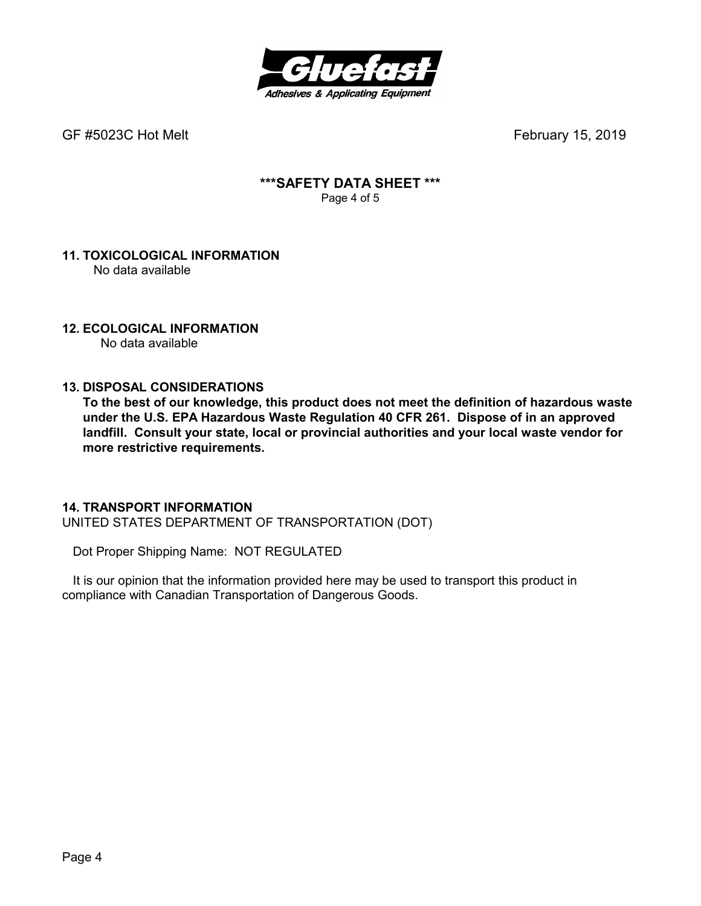GF #5023C Hot Melt February 15, 2019

## ***SAFETY DATA SHEET ***

### 11. TOXICOLOGICAL INFORMATION

No data available

### 12. ECOLOGICAL INFORMATION

No data available

### 13. DISPOSAL CONSIDERATIONS

**To the best of our knowledge, this product does not meet the definition of hazardous waste under the U.S. EPA Hazardous Waste Regulation 40 CFR 261. Dispose of in an approved landfill. Consult your state, local or provincial authorities and your local waste vendor for more restrictive requirements.**

### 14. TRANSPORT INFORMATION

UNITED STATES DEPARTMENT OF TRANSPORTATION (DOT)

Dot Proper Shipping Name: NOT REGULATED

It is our opinion that the information provided here may be used to transport this product in compliance with Canadian Transportation of Dangerous Goods.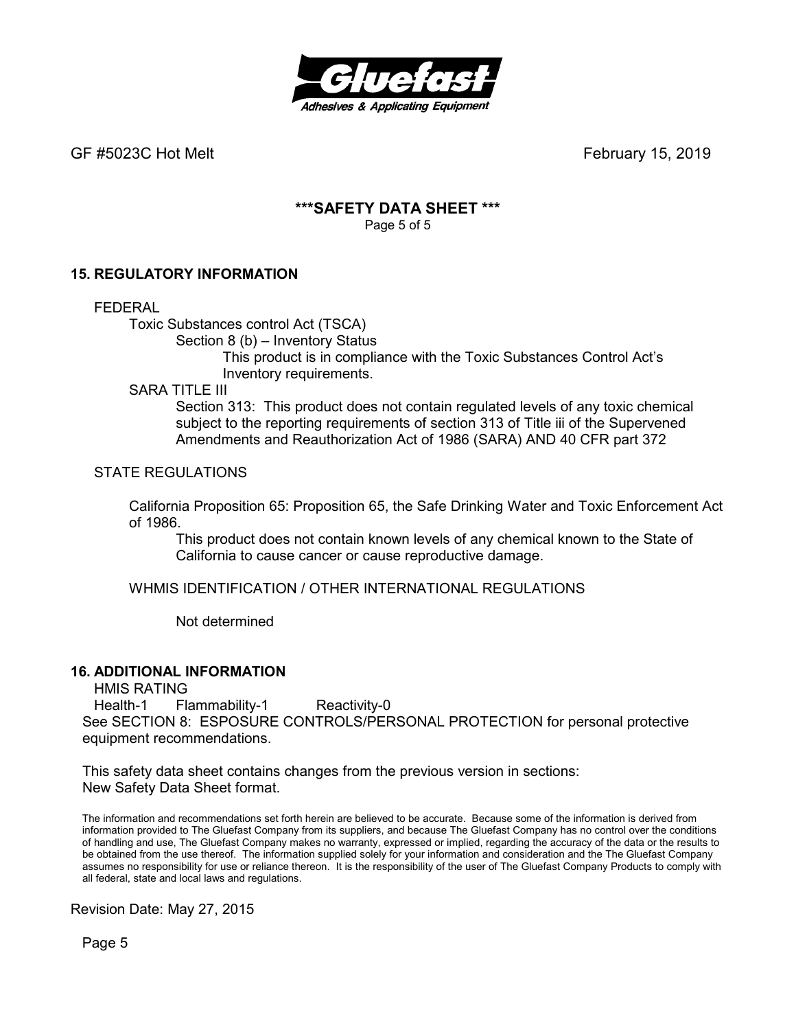## 15. REGULATORY INFORMATION

FEDERAL

Toxic Substances control Act (TSCA)

Section 8 (b) – Inventory Status

This product is in compliance with the Toxic Substances Control Act's Inventory requirements.

SARA TITLE III

Section 313: This product does not contain regulated levels of any toxic chemical subject to the reporting requirements of section 313 of Title iii of the Supervened Amendments and Reauthorization Act of 1986 (SARA) AND 40 CFR part 372

STATE REGULATIONS

California Proposition 65: Proposition 65, the Safe Drinking Water and Toxic Enforcement Act of 1986.

This product does not contain known levels of any chemical known to the State of California to cause cancer or cause reproductive damage.

WHMIS IDENTIFICATION / OTHER INTERNATIONAL REGULATIONS

Not determined

## 16. ADDITIONAL INFORMATION

HMIS RATING

Health-1 Flammability-1 Reactivity-0

See SECTION 8: ESPOSURE CONTROLS/PERSONAL PROTECTION for personal protective equipment recommendations.

This safety data sheet contains changes from the previous version in sections:
New Safety Data Sheet format.

The information and recommendations set forth herein are believed to be accurate. Because some of the information is derived from information provided to The Gluefast Company from its suppliers, and because The Gluefast Company has no control over the conditions of handling and use, The Gluefast Company makes no warranty, expressed or implied, regarding the accuracy of the data or the results to be obtained from the use thereof. The information supplied solely for your information and consideration and the The Gluefast Company assumes no responsibility for use or reliance thereon. It is the responsibility of the user of The Gluefast Company Products to comply with all federal, state and local laws and regulations.

Revision Date: May 27, 2015